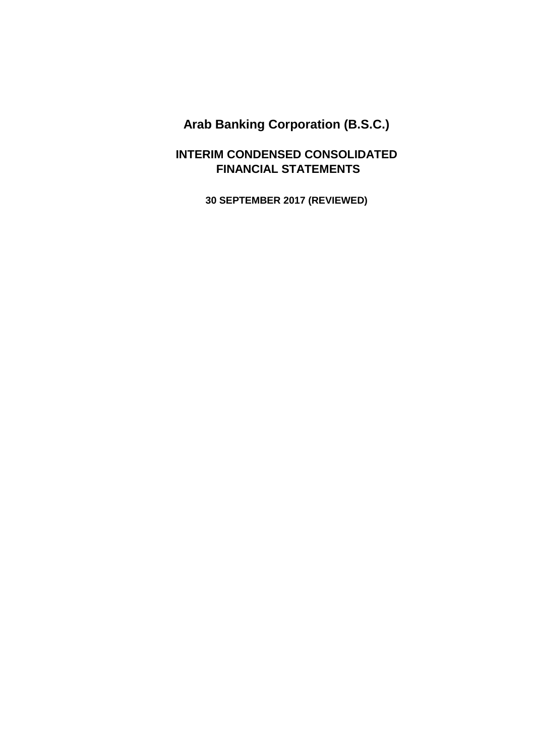# Arab Banking Corporation (B.S.C.)

## INTERIM CONDENSED CONSOLIDATED FINANCIAL STATEMENTS

### 30 SEPTEMBER 2017 (REVIEWED)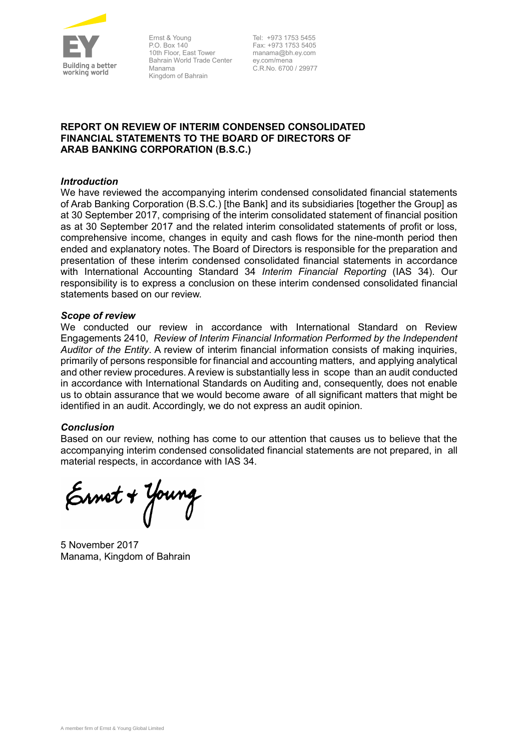Ernst & Young
P.O. Box 140
10th Floor, East Tower
Bahrain World Trade Center
Manama
Kingdom of Bahrain

Tel: +973 1753 5455
Fax: +973 1753 5405
manama@bh.ey.com
ey.com/mena
C.R.No. 6700 / 29977

**REPORT ON REVIEW OF INTERIM CONDENSED CONSOLIDATED FINANCIAL STATEMENTS TO THE BOARD OF DIRECTORS OF ARAB BANKING CORPORATION (B.S.C.)**

***Introduction***

We have reviewed the accompanying interim condensed consolidated financial statements of Arab Banking Corporation (B.S.C.) [the Bank] and its subsidiaries [together the Group] as at 30 September 2017, comprising of the interim consolidated statement of financial position as at 30 September 2017 and the related interim consolidated statements of profit or loss, comprehensive income, changes in equity and cash flows for the nine-month period then ended and explanatory notes. The Board of Directors is responsible for the preparation and presentation of these interim condensed consolidated financial statements in accordance with International Accounting Standard 34 *Interim Financial Reporting* (IAS 34). Our responsibility is to express a conclusion on these interim condensed consolidated financial statements based on our review.

***Scope of review***

We conducted our review in accordance with International Standard on Review Engagements 2410, *Review of Interim Financial Information Performed by the Independent Auditor of the Entity*. A review of interim financial information consists of making inquiries, primarily of persons responsible for financial and accounting matters, and applying analytical and other review procedures. A review is substantially less in scope than an audit conducted in accordance with International Standards on Auditing and, consequently, does not enable us to obtain assurance that we would become aware of all significant matters that might be identified in an audit. Accordingly, we do not express an audit opinion.

***Conclusion***

Based on our review, nothing has come to our attention that causes us to believe that the accompanying interim condensed consolidated financial statements are not prepared, in all material respects, in accordance with IAS 34.

Ernst + Young

5 November 2017
Manama, Kingdom of Bahrain

A member firm of Ernst & Young Global Limited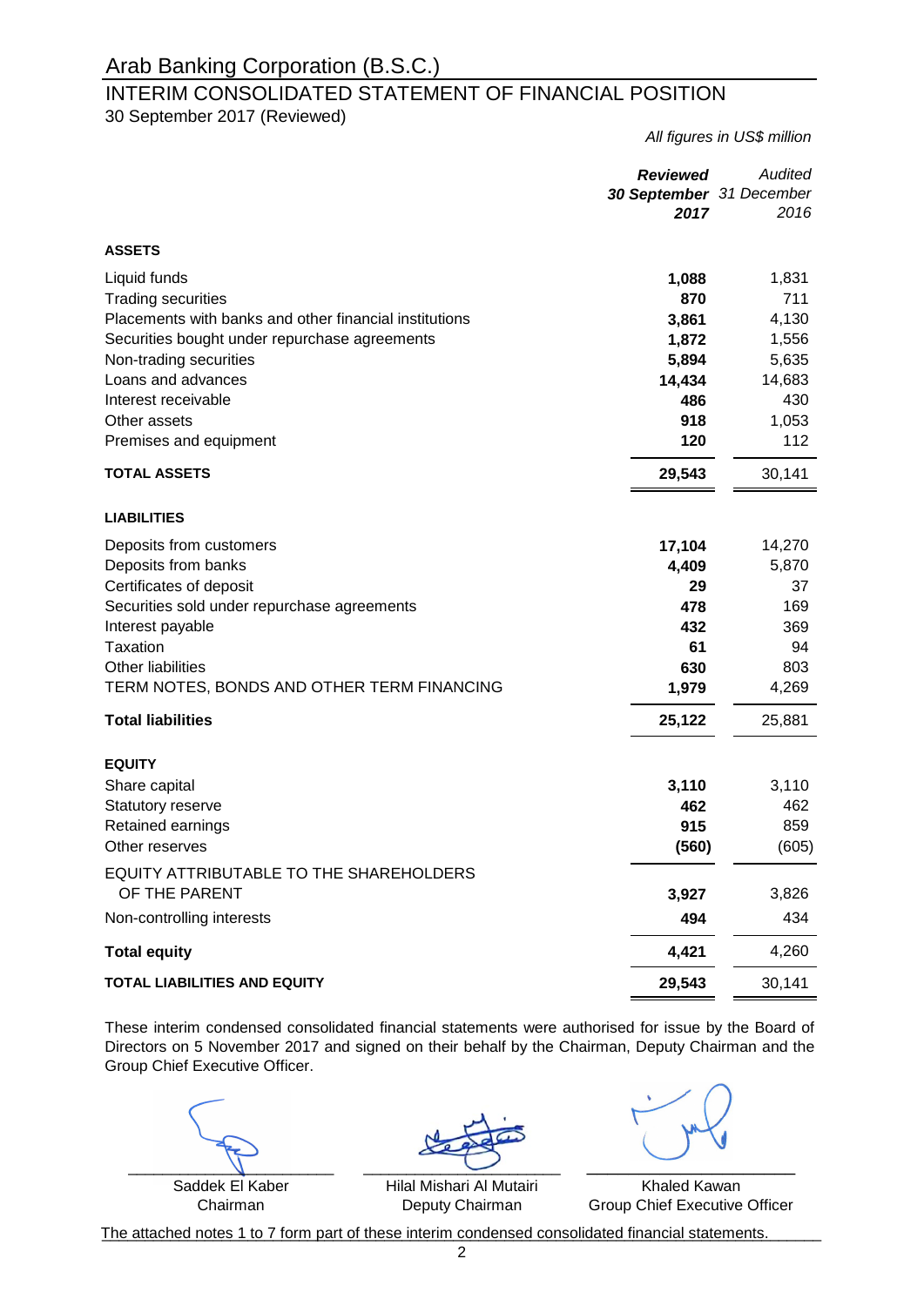# Arab Banking Corporation (B.S.C.)

## INTERIM CONSOLIDATED STATEMENT OF FINANCIAL POSITION

30 September 2017 (Reviewed)

*All figures in US$ million*

| | ***Reviewed 30 September 2017*** | *Audited 31 December 2016* |
|---|---|---|
| **ASSETS** | | |
| Liquid funds | **1,088** | 1,831 |
| Trading securities | **870** | 711 |
| Placements with banks and other financial institutions | **3,861** | 4,130 |
| Securities bought under repurchase agreements | **1,872** | 1,556 |
| Non-trading securities | **5,894** | 5,635 |
| Loans and advances | **14,434** | 14,683 |
| Interest receivable | **486** | 430 |
| Other assets | **918** | 1,053 |
| Premises and equipment | **120** | 112 |
| **TOTAL ASSETS** | **29,543** | 30,141 |
| **LIABILITIES** | | |
| Deposits from customers | **17,104** | 14,270 |
| Deposits from banks | **4,409** | 5,870 |
| Certificates of deposit | **29** | 37 |
| Securities sold under repurchase agreements | **478** | 169 |
| Interest payable | **432** | 369 |
| Taxation | **61** | 94 |
| Other liabilities | **630** | 803 |
| TERM NOTES, BONDS AND OTHER TERM FINANCING | **1,979** | 4,269 |
| **Total liabilities** | **25,122** | 25,881 |
| **EQUITY** | | |
| Share capital | **3,110** | 3,110 |
| Statutory reserve | **462** | 462 |
| Retained earnings | **915** | 859 |
| Other reserves | **(560)** | (605) |
| EQUITY ATTRIBUTABLE TO THE SHAREHOLDERS OF THE PARENT | **3,927** | 3,826 |
| Non-controlling interests | **494** | 434 |
| **Total equity** | **4,421** | 4,260 |
| **TOTAL LIABILITIES AND EQUITY** | **29,543** | 30,141 |

These interim condensed consolidated financial statements were authorised for issue by the Board of Directors on 5 November 2017 and signed on their behalf by the Chairman, Deputy Chairman and the Group Chief Executive Officer.

| Saddek El Kaber | Hilal Mishari Al Mutairi | Khaled Kawan |
|---|---|---|
| Chairman | Deputy Chairman | Group Chief Executive Officer |

The attached notes 1 to 7 form part of these interim condensed consolidated financial statements.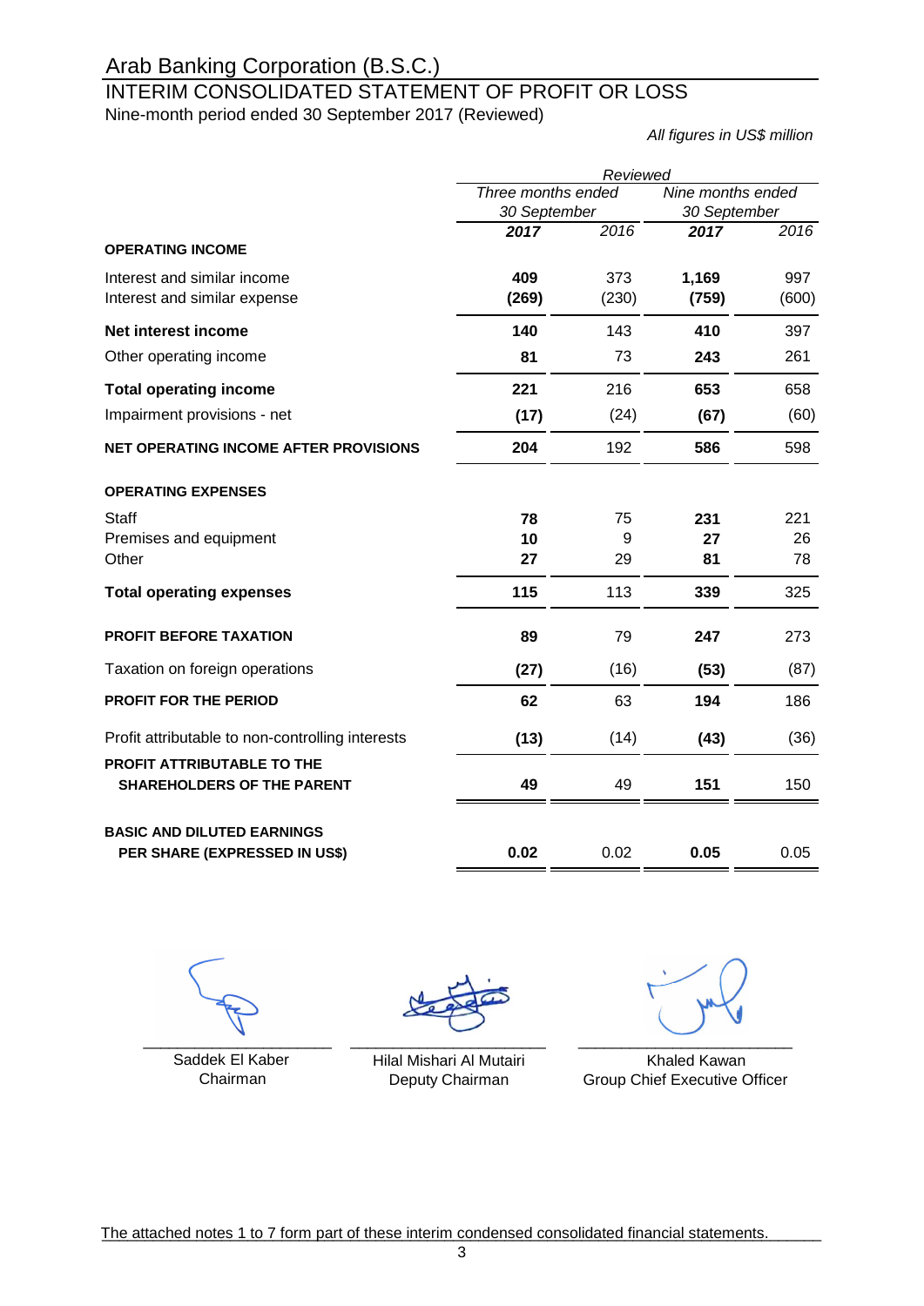# Arab Banking Corporation (B.S.C.)

## INTERIM CONSOLIDATED STATEMENT OF PROFIT OR LOSS

Nine-month period ended 30 September 2017 (Reviewed)

*All figures in US$ million*

| | *Reviewed* | | | |
|---|---|---|---|---|
| | *Three months ended 30 September* | | *Nine months ended 30 September* | |
| | ***2017*** | *2016* | ***2017*** | *2016* |
| **OPERATING INCOME** | | | | |
| Interest and similar income | **409** | 373 | **1,169** | 997 |
| Interest and similar expense | **(269)** | (230) | **(759)** | (600) |
| **Net interest income** | **140** | 143 | **410** | 397 |
| Other operating income | **81** | 73 | **243** | 261 |
| **Total operating income** | **221** | 216 | **653** | 658 |
| Impairment provisions - net | **(17)** | (24) | **(67)** | (60) |
| **NET OPERATING INCOME AFTER PROVISIONS** | **204** | 192 | **586** | 598 |
| **OPERATING EXPENSES** | | | | |
| Staff | **78** | 75 | **231** | 221 |
| Premises and equipment | **10** | 9 | **27** | 26 |
| Other | **27** | 29 | **81** | 78 |
| **Total operating expenses** | **115** | 113 | **339** | 325 |
| **PROFIT BEFORE TAXATION** | **89** | 79 | **247** | 273 |
| Taxation on foreign operations | **(27)** | (16) | **(53)** | (87) |
| **PROFIT FOR THE PERIOD** | **62** | 63 | **194** | 186 |
| Profit attributable to non-controlling interests | **(13)** | (14) | **(43)** | (36) |
| **PROFIT ATTRIBUTABLE TO THE SHAREHOLDERS OF THE PARENT** | **49** | 49 | **151** | 150 |
| **BASIC AND DILUTED EARNINGS PER SHARE (EXPRESSED IN US$)** | **0.02** | 0.02 | **0.05** | 0.05 |

| Saddek El Kaber | Hilal Mishari Al Mutairi | Khaled Kawan |
|---|---|---|
| Chairman | Deputy Chairman | Group Chief Executive Officer |

The attached notes 1 to 7 form part of these interim condensed consolidated financial statements.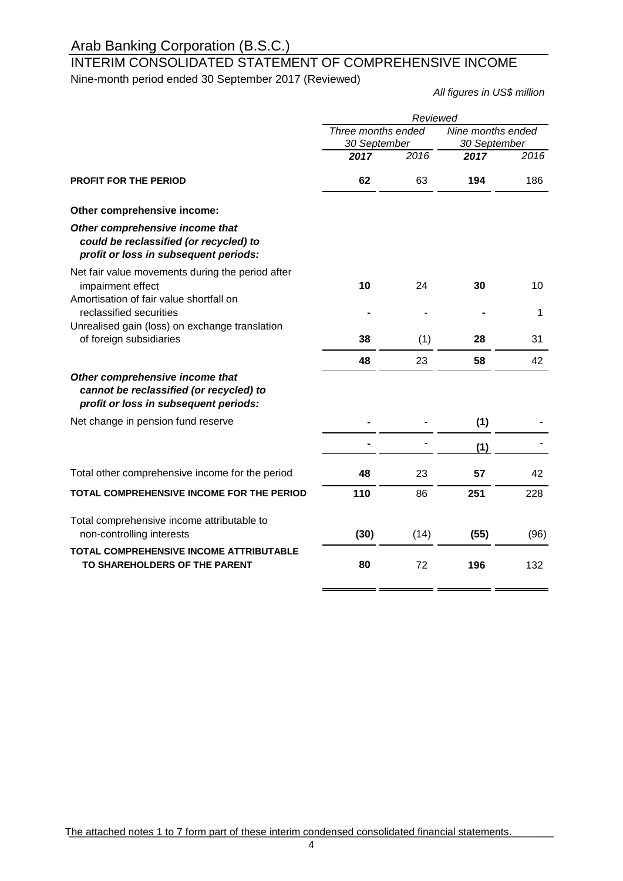# Arab Banking Corporation (B.S.C.)

## INTERIM CONSOLIDATED STATEMENT OF COMPREHENSIVE INCOME

Nine-month period ended 30 September 2017 (Reviewed)

*All figures in US$ million*

| | *Reviewed* | | | |
|---|---|---|---|---|
| | *Three months ended 30 September* | | *Nine months ended 30 September* | |
| | ***2017*** | *2016* | ***2017*** | *2016* |
| **PROFIT FOR THE PERIOD** | **62** | 63 | **194** | 186 |
| **Other comprehensive income:** | | | | |
| ***Other comprehensive income that could be reclassified (or recycled) to profit or loss in subsequent periods:*** | | | | |
| Net fair value movements during the period after impairment effect | **10** | 24 | **30** | 10 |
| Amortisation of fair value shortfall on reclassified securities | **-** | - | **-** | 1 |
| Unrealised gain (loss) on exchange translation of foreign subsidiaries | **38** | (1) | **28** | 31 |
| | **48** | 23 | **58** | 42 |
| ***Other comprehensive income that cannot be reclassified (or recycled) to profit or loss in subsequent periods:*** | | | | |
| Net change in pension fund reserve | **-** | - | **(1)** | - |
| | **-** | - | **(1)** | - |
| Total other comprehensive income for the period | **48** | 23 | **57** | 42 |
| **TOTAL COMPREHENSIVE INCOME FOR THE PERIOD** | **110** | 86 | **251** | 228 |
| Total comprehensive income attributable to non-controlling interests | **(30)** | (14) | **(55)** | (96) |
| **TOTAL COMPREHENSIVE INCOME ATTRIBUTABLE TO SHAREHOLDERS OF THE PARENT** | **80** | 72 | **196** | 132 |

The attached notes 1 to 7 form part of these interim condensed consolidated financial statements.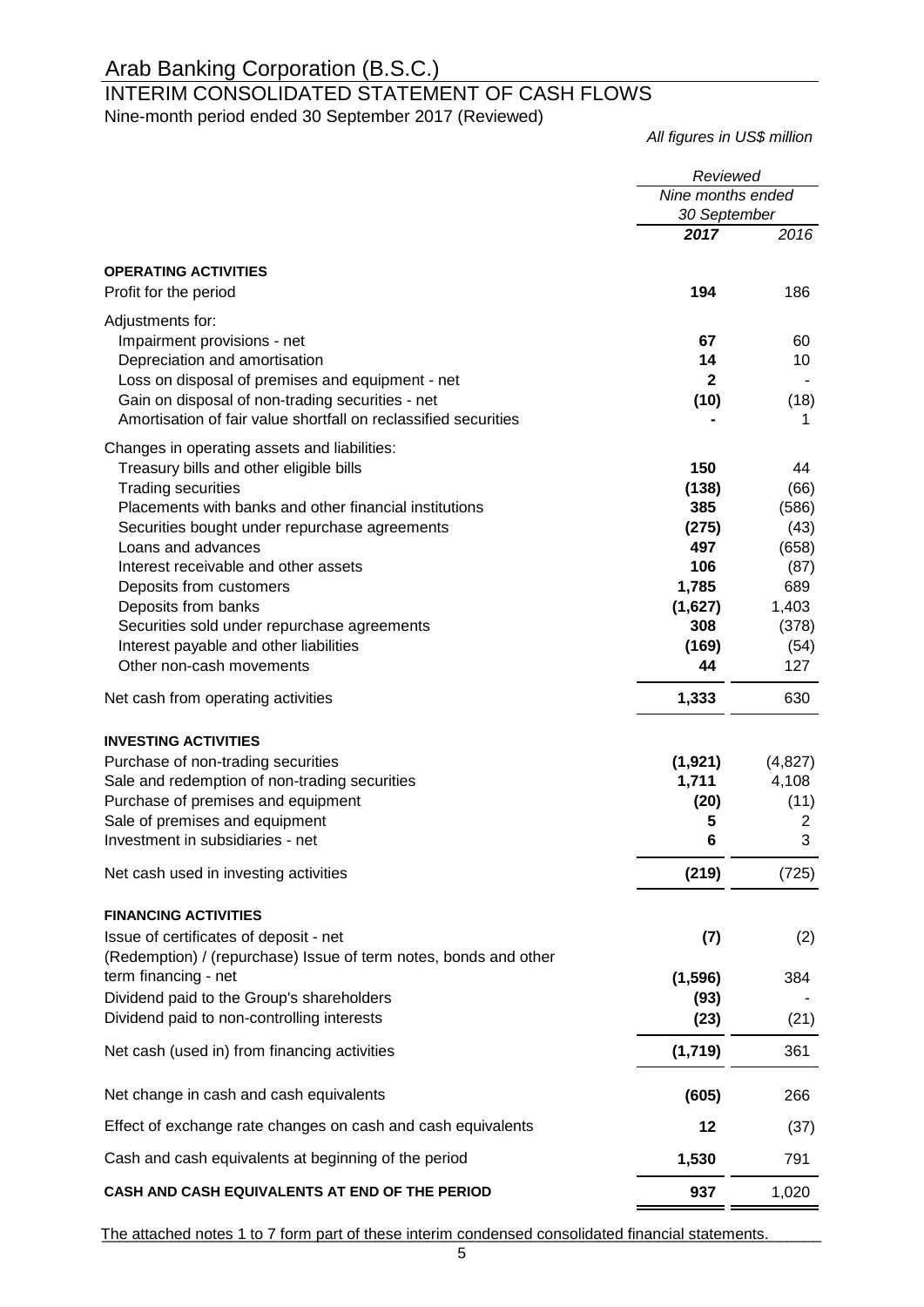# Arab Banking Corporation (B.S.C.)

## INTERIM CONSOLIDATED STATEMENT OF CASH FLOWS

Nine-month period ended 30 September 2017 (Reviewed)

*All figures in US$ million*

| | *Reviewed* | |
|---|---|---|
| | *Nine months ended 30 September* | |
| | ***2017*** | *2016* |
| **OPERATING ACTIVITIES** | | |
| Profit for the period | **194** | 186 |
| Adjustments for: | | |
| Impairment provisions - net | **67** | 60 |
| Depreciation and amortisation | **14** | 10 |
| Loss on disposal of premises and equipment - net | **2** | - |
| Gain on disposal of non-trading securities - net | **(10)** | (18) |
| Amortisation of fair value shortfall on reclassified securities | **-** | 1 |
| Changes in operating assets and liabilities: | | |
| Treasury bills and other eligible bills | **150** | 44 |
| Trading securities | **(138)** | (66) |
| Placements with banks and other financial institutions | **385** | (586) |
| Securities bought under repurchase agreements | **(275)** | (43) |
| Loans and advances | **497** | (658) |
| Interest receivable and other assets | **106** | (87) |
| Deposits from customers | **1,785** | 689 |
| Deposits from banks | **(1,627)** | 1,403 |
| Securities sold under repurchase agreements | **308** | (378) |
| Interest payable and other liabilities | **(169)** | (54) |
| Other non-cash movements | **44** | 127 |
| Net cash from operating activities | **1,333** | 630 |
| **INVESTING ACTIVITIES** | | |
| Purchase of non-trading securities | **(1,921)** | (4,827) |
| Sale and redemption of non-trading securities | **1,711** | 4,108 |
| Purchase of premises and equipment | **(20)** | (11) |
| Sale of premises and equipment | **5** | 2 |
| Investment in subsidiaries - net | **6** | 3 |
| Net cash used in investing activities | **(219)** | (725) |
| **FINANCING ACTIVITIES** | | |
| Issue of certificates of deposit - net | **(7)** | (2) |
| (Redemption) / (repurchase) Issue of term notes, bonds and other term financing - net | **(1,596)** | 384 |
| Dividend paid to the Group's shareholders | **(93)** | - |
| Dividend paid to non-controlling interests | **(23)** | (21) |
| Net cash (used in) from financing activities | **(1,719)** | 361 |
| Net change in cash and cash equivalents | **(605)** | 266 |
| Effect of exchange rate changes on cash and cash equivalents | **12** | (37) |
| Cash and cash equivalents at beginning of the period | **1,530** | 791 |
| **CASH AND CASH EQUIVALENTS AT END OF THE PERIOD** | **937** | 1,020 |

The attached notes 1 to 7 form part of these interim condensed consolidated financial statements.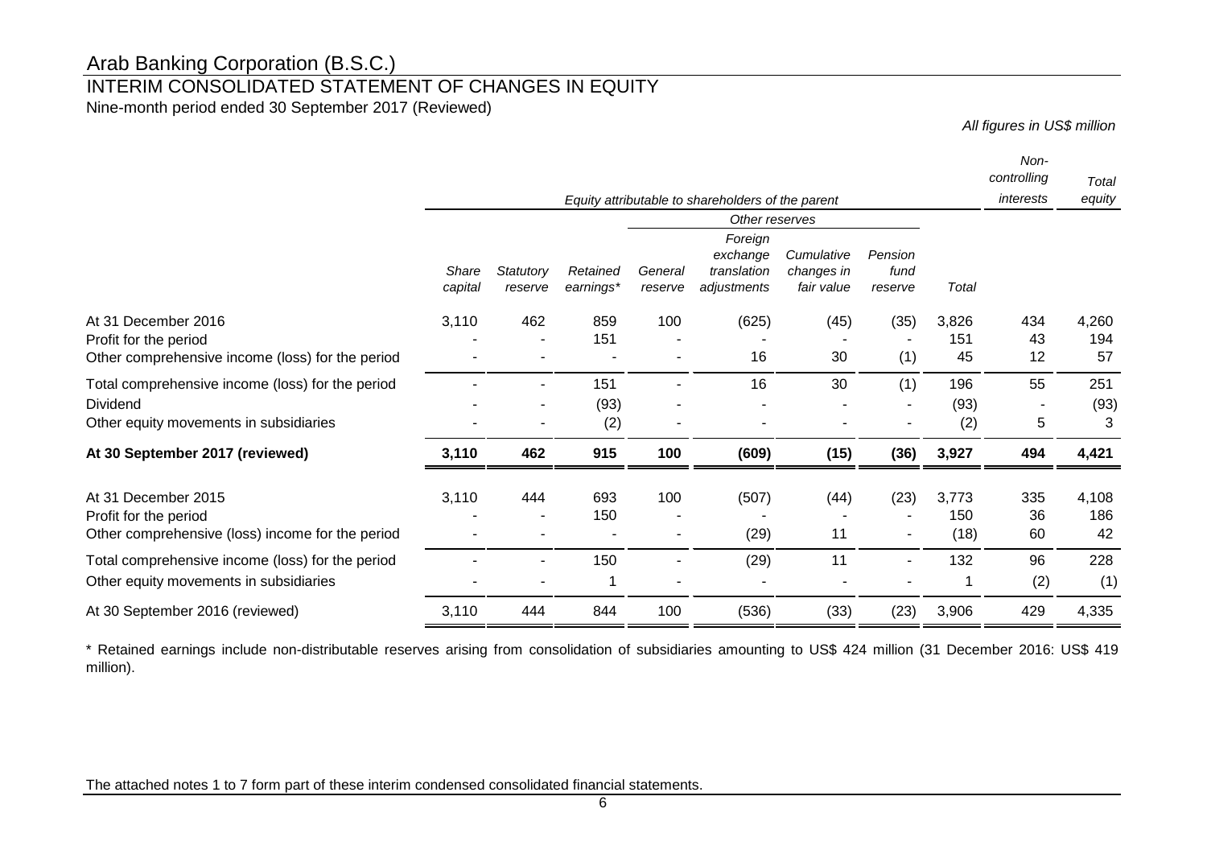# Arab Banking Corporation (B.S.C.)

## INTERIM CONSOLIDATED STATEMENT OF CHANGES IN EQUITY

Nine-month period ended 30 September 2017 (Reviewed)

*All figures in US$ million*

| | *Equity attributable to shareholders of the parent* | | | | | | | | *Non-controlling interests* | *Total equity* |
|---|---|---|---|---|---|---|---|---|---|---|
| | | | | *Other reserves* | | | | | | |
| | *Share capital* | *Statutory reserve* | *Retained earnings** | *General reserve* | *Foreign exchange translation adjustments* | *Cumulative changes in fair value* | *Pension fund reserve* | *Total* | | |
| At 31 December 2016 | 3,110 | 462 | 859 | 100 | (625) | (45) | (35) | 3,826 | 434 | 4,260 |
| Profit for the period | - | - | 151 | - | - | - | - | 151 | 43 | 194 |
| Other comprehensive income (loss) for the period | - | - | - | - | 16 | 30 | (1) | 45 | 12 | 57 |
| Total comprehensive income (loss) for the period | - | - | 151 | - | 16 | 30 | (1) | 196 | 55 | 251 |
| Dividend | - | - | (93) | - | - | - | - | (93) | - | (93) |
| Other equity movements in subsidiaries | - | - | (2) | - | - | - | - | (2) | 5 | 3 |
| **At 30 September 2017 (reviewed)** | **3,110** | **462** | **915** | **100** | **(609)** | **(15)** | **(36)** | **3,927** | **494** | **4,421** |
| At 31 December 2015 | 3,110 | 444 | 693 | 100 | (507) | (44) | (23) | 3,773 | 335 | 4,108 |
| Profit for the period | - | - | 150 | - | - | - | - | 150 | 36 | 186 |
| Other comprehensive (loss) income for the period | - | - | - | - | (29) | 11 | - | (18) | 60 | 42 |
| Total comprehensive income (loss) for the period | - | - | 150 | - | (29) | 11 | - | 132 | 96 | 228 |
| Other equity movements in subsidiaries | - | - | 1 | - | - | - | - | 1 | (2) | (1) |
| At 30 September 2016 (reviewed) | 3,110 | 444 | 844 | 100 | (536) | (33) | (23) | 3,906 | 429 | 4,335 |

\* Retained earnings include non-distributable reserves arising from consolidation of subsidiaries amounting to US$ 424 million (31 December 2016: US$ 419 million).

The attached notes 1 to 7 form part of these interim condensed consolidated financial statements.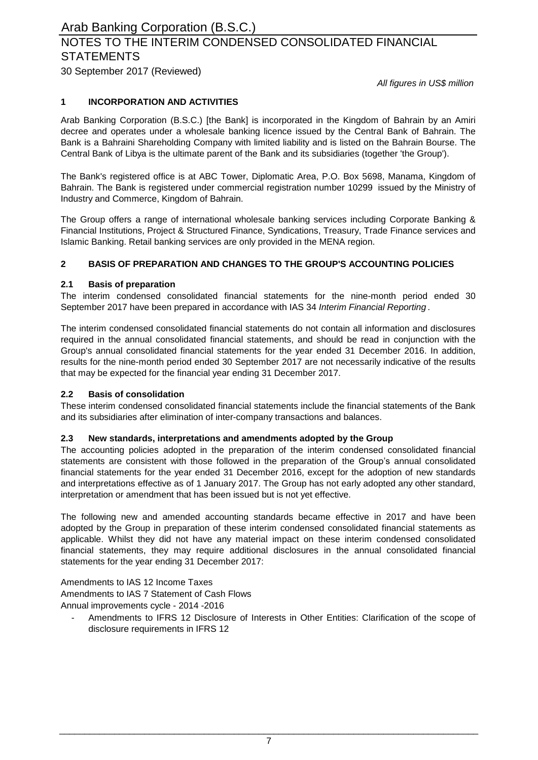# Arab Banking Corporation (B.S.C.)

## NOTES TO THE INTERIM CONDENSED CONSOLIDATED FINANCIAL STATEMENTS

30 September 2017 (Reviewed)

*All figures in US$ million*

### 1 INCORPORATION AND ACTIVITIES

Arab Banking Corporation (B.S.C.) [the Bank] is incorporated in the Kingdom of Bahrain by an Amiri decree and operates under a wholesale banking licence issued by the Central Bank of Bahrain. The Bank is a Bahraini Shareholding Company with limited liability and is listed on the Bahrain Bourse. The Central Bank of Libya is the ultimate parent of the Bank and its subsidiaries (together 'the Group').

The Bank's registered office is at ABC Tower, Diplomatic Area, P.O. Box 5698, Manama, Kingdom of Bahrain. The Bank is registered under commercial registration number 10299 issued by the Ministry of Industry and Commerce, Kingdom of Bahrain.

The Group offers a range of international wholesale banking services including Corporate Banking & Financial Institutions, Project & Structured Finance, Syndications, Treasury, Trade Finance services and Islamic Banking. Retail banking services are only provided in the MENA region.

### 2 BASIS OF PREPARATION AND CHANGES TO THE GROUP'S ACCOUNTING POLICIES

#### 2.1 Basis of preparation

The interim condensed consolidated financial statements for the nine-month period ended 30 September 2017 have been prepared in accordance with IAS 34 *Interim Financial Reporting* .

The interim condensed consolidated financial statements do not contain all information and disclosures required in the annual consolidated financial statements, and should be read in conjunction with the Group's annual consolidated financial statements for the year ended 31 December 2016. In addition, results for the nine-month period ended 30 September 2017 are not necessarily indicative of the results that may be expected for the financial year ending 31 December 2017.

#### 2.2 Basis of consolidation

These interim condensed consolidated financial statements include the financial statements of the Bank and its subsidiaries after elimination of inter-company transactions and balances.

#### 2.3 New standards, interpretations and amendments adopted by the Group

The accounting policies adopted in the preparation of the interim condensed consolidated financial statements are consistent with those followed in the preparation of the Group's annual consolidated financial statements for the year ended 31 December 2016, except for the adoption of new standards and interpretations effective as of 1 January 2017. The Group has not early adopted any other standard, interpretation or amendment that has been issued but is not yet effective.

The following new and amended accounting standards became effective in 2017 and have been adopted by the Group in preparation of these interim condensed consolidated financial statements as applicable. Whilst they did not have any material impact on these interim condensed consolidated financial statements, they may require additional disclosures in the annual consolidated financial statements for the year ending 31 December 2017:

Amendments to IAS 12 Income Taxes
Amendments to IAS 7 Statement of Cash Flows
Annual improvements cycle - 2014 -2016

- Amendments to IFRS 12 Disclosure of Interests in Other Entities: Clarification of the scope of disclosure requirements in IFRS 12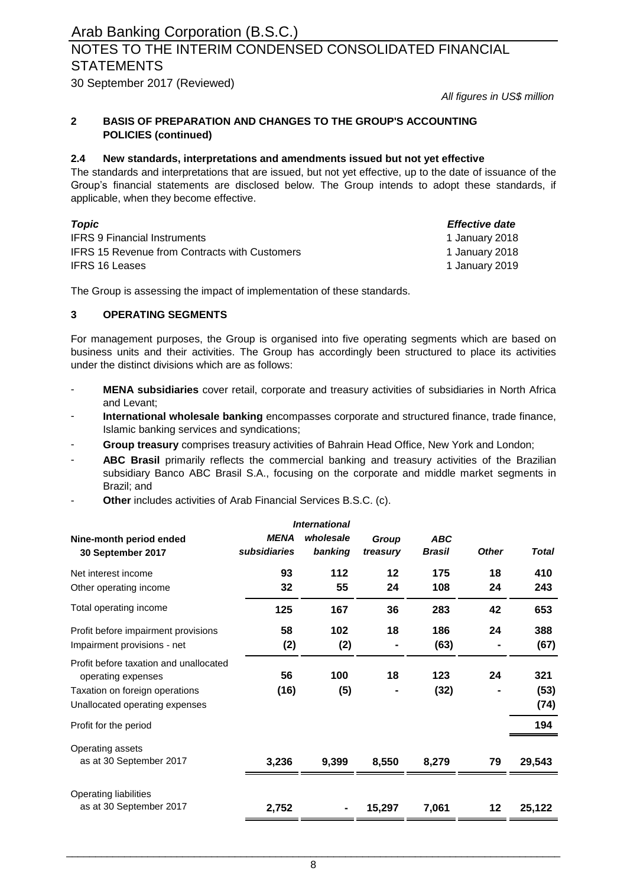## 2 BASIS OF PREPARATION AND CHANGES TO THE GROUP'S ACCOUNTING POLICIES (continued)

### 2.4 New standards, interpretations and amendments issued but not yet effective

The standards and interpretations that are issued, but not yet effective, up to the date of issuance of the Group's financial statements are disclosed below. The Group intends to adopt these standards, if applicable, when they become effective.

| *Topic* | *Effective date* |
|---|---|
| IFRS 9 Financial Instruments | 1 January 2018 |
| IFRS 15 Revenue from Contracts with Customers | 1 January 2018 |
| IFRS 16 Leases | 1 January 2019 |

The Group is assessing the impact of implementation of these standards.

## 3 OPERATING SEGMENTS

For management purposes, the Group is organised into five operating segments which are based on business units and their activities. The Group has accordingly been structured to place its activities under the distinct divisions which are as follows:

- **MENA subsidiaries** cover retail, corporate and treasury activities of subsidiaries in North Africa and Levant;
- **International wholesale banking** encompasses corporate and structured finance, trade finance, Islamic banking services and syndications;
- **Group treasury** comprises treasury activities of Bahrain Head Office, New York and London;
- **ABC Brasil** primarily reflects the commercial banking and treasury activities of the Brazilian subsidiary Banco ABC Brasil S.A., focusing on the corporate and middle market segments in Brazil; and
- **Other** includes activities of Arab Financial Services B.S.C. (c).

| **Nine-month period ended 30 September 2017** | ***MENA subsidiaries*** | ***International wholesale banking*** | ***Group treasury*** | ***ABC Brasil*** | ***Other*** | ***Total*** |
|---|---|---|---|---|---|---|
| Net interest income | **93** | **112** | **12** | **175** | **18** | **410** |
| Other operating income | **32** | **55** | **24** | **108** | **24** | **243** |
| Total operating income | **125** | **167** | **36** | **283** | **42** | **653** |
| Profit before impairment provisions | **58** | **102** | **18** | **186** | **24** | **388** |
| Impairment provisions - net | **(2)** | **(2)** | **-** | **(63)** | **-** | **(67)** |
| Profit before taxation and unallocated operating expenses | **56** | **100** | **18** | **123** | **24** | **321** |
| Taxation on foreign operations | **(16)** | **(5)** | **-** | **(32)** | **-** | **(53)** |
| Unallocated operating expenses | | | | | | **(74)** |
| Profit for the period | | | | | | **194** |
| Operating assets as at 30 September 2017 | **3,236** | **9,399** | **8,550** | **8,279** | **79** | **29,543** |
| Operating liabilities as at 30 September 2017 | **2,752** | **-** | **15,297** | **7,061** | **12** | **25,122** |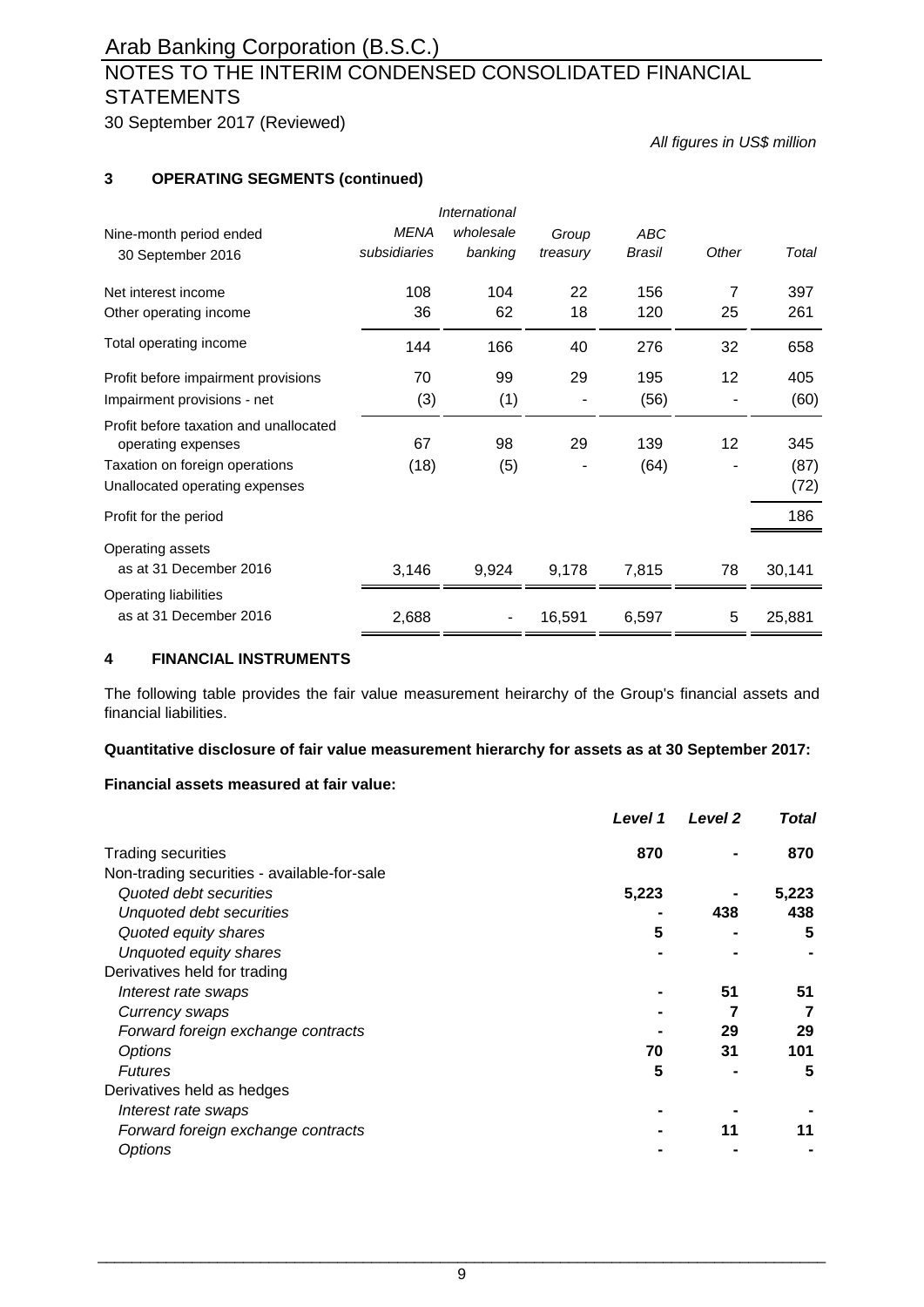*All figures in US$ million*

## 3 OPERATING SEGMENTS (continued)

| Nine-month period ended 30 September 2016 | *MENA subsidiaries* | *International wholesale banking* | *Group treasury* | *ABC Brasil* | *Other* | *Total* |
|---|---|---|---|---|---|---|
| Net interest income | 108 | 104 | 22 | 156 | 7 | 397 |
| Other operating income | 36 | 62 | 18 | 120 | 25 | 261 |
| Total operating income | 144 | 166 | 40 | 276 | 32 | 658 |
| Profit before impairment provisions | 70 | 99 | 29 | 195 | 12 | 405 |
| Impairment provisions - net | (3) | (1) | - | (56) | - | (60) |
| Profit before taxation and unallocated operating expenses | 67 | 98 | 29 | 139 | 12 | 345 |
| Taxation on foreign operations | (18) | (5) | - | (64) | - | (87) |
| Unallocated operating expenses | | | | | | (72) |
| Profit for the period | | | | | | 186 |
| Operating assets as at 31 December 2016 | 3,146 | 9,924 | 9,178 | 7,815 | 78 | 30,141 |
| Operating liabilities as at 31 December 2016 | 2,688 | - | 16,591 | 6,597 | 5 | 25,881 |

## 4 FINANCIAL INSTRUMENTS

The following table provides the fair value measurement heirarchy of the Group's financial assets and financial liabilities.

**Quantitative disclosure of fair value measurement hierarchy for assets as at 30 September 2017:**

**Financial assets measured at fair value:**

| | ***Level 1*** | ***Level 2*** | ***Total*** |
|---|---|---|---|
| Trading securities | **870** | **-** | **870** |
| Non-trading securities - available-for-sale | | | |
| *Quoted debt securities* | **5,223** | **-** | **5,223** |
| *Unquoted debt securities* | **-** | **438** | **438** |
| *Quoted equity shares* | **5** | **-** | **5** |
| *Unquoted equity shares* | **-** | **-** | **-** |
| Derivatives held for trading | | | |
| *Interest rate swaps* | **-** | **51** | **51** |
| *Currency swaps* | **-** | **7** | **7** |
| *Forward foreign exchange contracts* | **-** | **29** | **29** |
| *Options* | **70** | **31** | **101** |
| *Futures* | **5** | **-** | **5** |
| Derivatives held as hedges | | | |
| *Interest rate swaps* | **-** | **-** | **-** |
| *Forward foreign exchange contracts* | **-** | **11** | **11** |
| *Options* | **-** | **-** | **-** |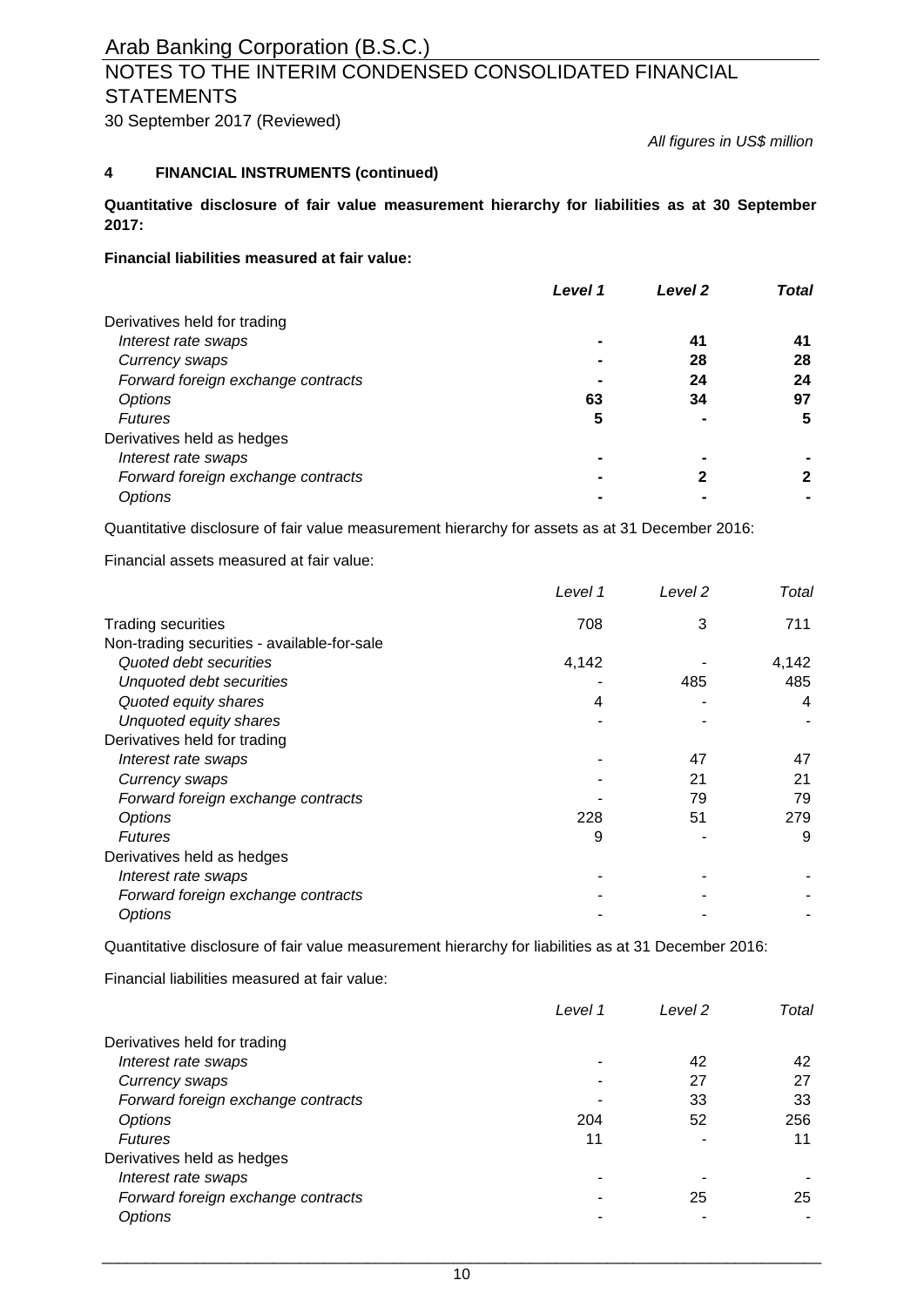All figures in US$ million

## 4 FINANCIAL INSTRUMENTS (continued)

**Quantitative disclosure of fair value measurement hierarchy for liabilities as at 30 September 2017:**

**Financial liabilities measured at fair value:**

| | *Level 1* | *Level 2* | *Total* |
|---|---|---|---|
| Derivatives held for trading | | | |
| *Interest rate swaps* | **-** | **41** | **41** |
| *Currency swaps* | **-** | **28** | **28** |
| *Forward foreign exchange contracts* | **-** | **24** | **24** |
| *Options* | **63** | **34** | **97** |
| *Futures* | **5** | **-** | **5** |
| Derivatives held as hedges | | | |
| *Interest rate swaps* | **-** | **-** | **-** |
| *Forward foreign exchange contracts* | **-** | **2** | **2** |
| *Options* | **-** | **-** | **-** |

Quantitative disclosure of fair value measurement hierarchy for assets as at 31 December 2016:

Financial assets measured at fair value:

| | *Level 1* | *Level 2* | *Total* |
|---|---|---|---|
| Trading securities | 708 | 3 | 711 |
| Non-trading securities - available-for-sale | | | |
| *Quoted debt securities* | 4,142 | - | 4,142 |
| *Unquoted debt securities* | - | 485 | 485 |
| *Quoted equity shares* | 4 | - | 4 |
| *Unquoted equity shares* | - | - | - |
| Derivatives held for trading | | | |
| *Interest rate swaps* | - | 47 | 47 |
| *Currency swaps* | - | 21 | 21 |
| *Forward foreign exchange contracts* | - | 79 | 79 |
| *Options* | 228 | 51 | 279 |
| *Futures* | 9 | - | 9 |
| Derivatives held as hedges | | | |
| *Interest rate swaps* | - | - | - |
| *Forward foreign exchange contracts* | - | - | - |
| *Options* | - | - | - |

Quantitative disclosure of fair value measurement hierarchy for liabilities as at 31 December 2016:

Financial liabilities measured at fair value:

| | *Level 1* | *Level 2* | *Total* |
|---|---|---|---|
| Derivatives held for trading | | | |
| *Interest rate swaps* | - | 42 | 42 |
| *Currency swaps* | - | 27 | 27 |
| *Forward foreign exchange contracts* | - | 33 | 33 |
| *Options* | 204 | 52 | 256 |
| *Futures* | 11 | - | 11 |
| Derivatives held as hedges | | | |
| *Interest rate swaps* | - | - | - |
| *Forward foreign exchange contracts* | - | 25 | 25 |
| *Options* | - | - | - |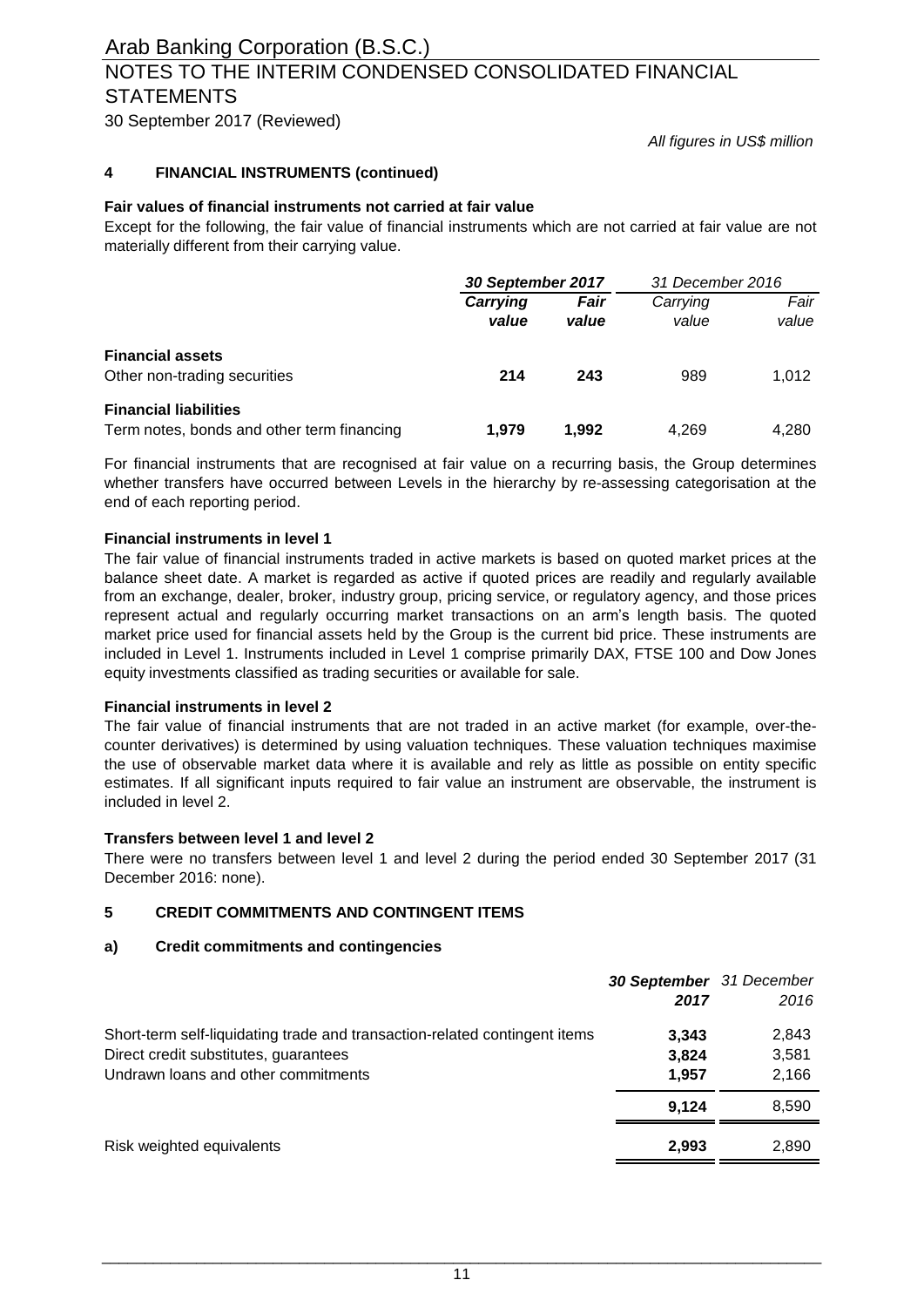*All figures in US$ million*

## 4 FINANCIAL INSTRUMENTS (continued)

**Fair values of financial instruments not carried at fair value**

Except for the following, the fair value of financial instruments which are not carried at fair value are not materially different from their carrying value.

| | ***30 September 2017*** | | *31 December 2016* | |
|---|---|---|---|---|
| | ***Carrying value*** | ***Fair value*** | *Carrying value* | *Fair value* |
| **Financial assets** | | | | |
| Other non-trading securities | **214** | **243** | 989 | 1,012 |
| **Financial liabilities** | | | | |
| Term notes, bonds and other term financing | **1,979** | **1,992** | 4,269 | 4,280 |

For financial instruments that are recognised at fair value on a recurring basis, the Group determines whether transfers have occurred between Levels in the hierarchy by re-assessing categorisation at the end of each reporting period.

**Financial instruments in level 1**

The fair value of financial instruments traded in active markets is based on quoted market prices at the balance sheet date. A market is regarded as active if quoted prices are readily and regularly available from an exchange, dealer, broker, industry group, pricing service, or regulatory agency, and those prices represent actual and regularly occurring market transactions on an arm's length basis. The quoted market price used for financial assets held by the Group is the current bid price. These instruments are included in Level 1. Instruments included in Level 1 comprise primarily DAX, FTSE 100 and Dow Jones equity investments classified as trading securities or available for sale.

**Financial instruments in level 2**

The fair value of financial instruments that are not traded in an active market (for example, over-the-counter derivatives) is determined by using valuation techniques. These valuation techniques maximise the use of observable market data where it is available and rely as little as possible on entity specific estimates. If all significant inputs required to fair value an instrument are observable, the instrument is included in level 2.

**Transfers between level 1 and level 2**

There were no transfers between level 1 and level 2 during the period ended 30 September 2017 (31 December 2016: none).

## 5 CREDIT COMMITMENTS AND CONTINGENT ITEMS

### a) Credit commitments and contingencies

| | ***30 September 2017*** | *31 December 2016* |
|---|---|---|
| Short-term self-liquidating trade and transaction-related contingent items | **3,343** | 2,843 |
| Direct credit substitutes, guarantees | **3,824** | 3,581 |
| Undrawn loans and other commitments | **1,957** | 2,166 |
| | **9,124** | 8,590 |
| Risk weighted equivalents | **2,993** | 2,890 |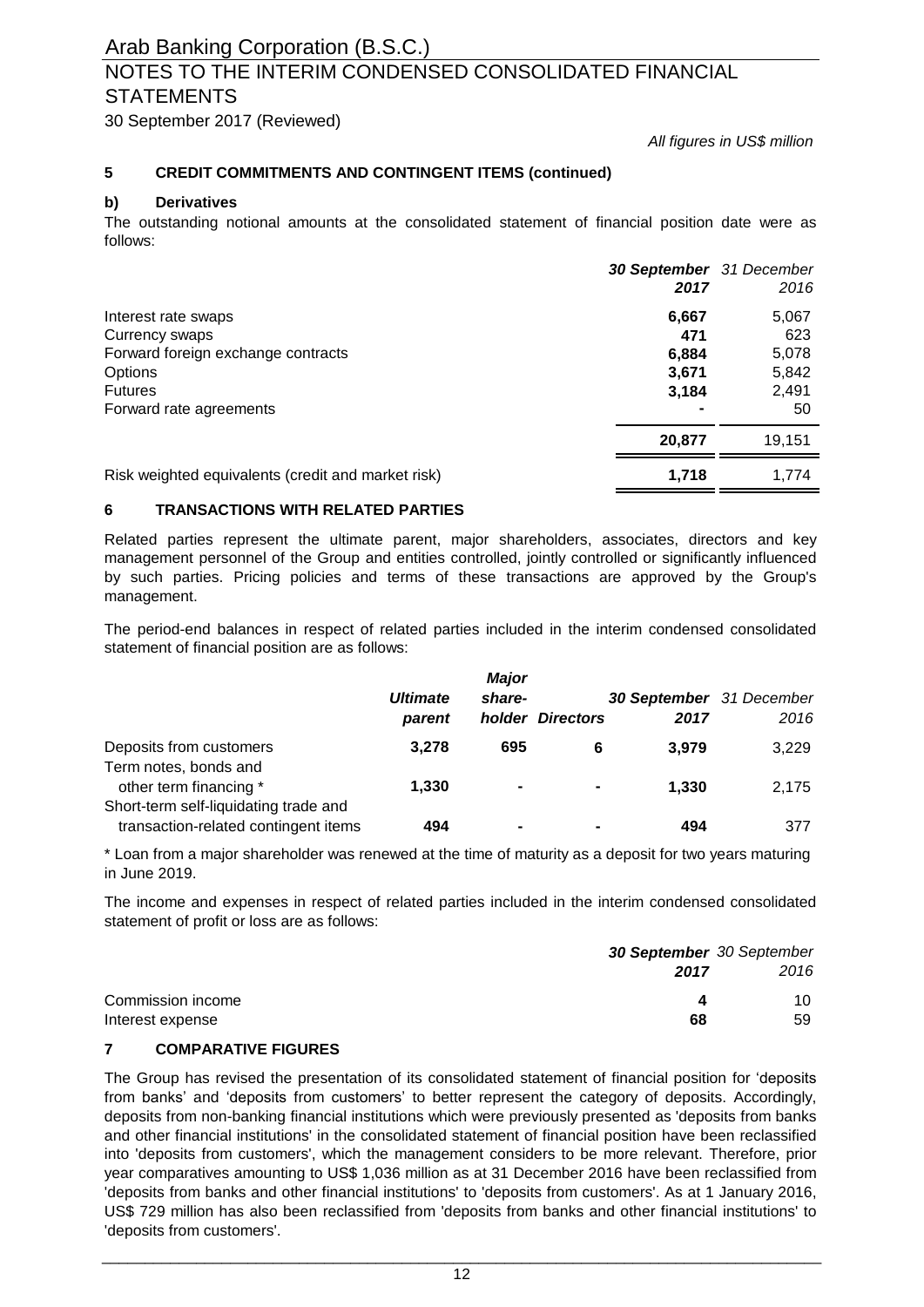All figures in US$ million

## 5 CREDIT COMMITMENTS AND CONTINGENT ITEMS (continued)

### b) Derivatives

The outstanding notional amounts at the consolidated statement of financial position date were as follows:

| | *30 September 2017* | *31 December 2016* |
|---|---|---|
| Interest rate swaps | **6,667** | 5,067 |
| Currency swaps | **471** | 623 |
| Forward foreign exchange contracts | **6,884** | 5,078 |
| Options | **3,671** | 5,842 |
| Futures | **3,184** | 2,491 |
| Forward rate agreements | **-** | 50 |
| | **20,877** | 19,151 |
| Risk weighted equivalents (credit and market risk) | **1,718** | 1,774 |

## 6 TRANSACTIONS WITH RELATED PARTIES

Related parties represent the ultimate parent, major shareholders, associates, directors and key management personnel of the Group and entities controlled, jointly controlled or significantly influenced by such parties. Pricing policies and terms of these transactions are approved by the Group's management.

The period-end balances in respect of related parties included in the interim condensed consolidated statement of financial position are as follows:

| | *Ultimate parent* | *Major share-holder* | *Directors* | *30 September 2017* | *31 December 2016* |
|---|---|---|---|---|---|
| Deposits from customers | **3,278** | **695** | **6** | **3,979** | 3,229 |
| Term notes, bonds and other term financing * | **1,330** | **-** | **-** | **1,330** | 2,175 |
| Short-term self-liquidating trade and transaction-related contingent items | **494** | **-** | **-** | **494** | 377 |

* Loan from a major shareholder was renewed at the time of maturity as a deposit for two years maturing in June 2019.

The income and expenses in respect of related parties included in the interim condensed consolidated statement of profit or loss are as follows:

| | *30 September 2017* | *30 September 2016* |
|---|---|---|
| Commission income | **4** | 10 |
| Interest expense | **68** | 59 |

## 7 COMPARATIVE FIGURES

The Group has revised the presentation of its consolidated statement of financial position for 'deposits from banks' and 'deposits from customers' to better represent the category of deposits. Accordingly, deposits from non-banking financial institutions which were previously presented as 'deposits from banks and other financial institutions' in the consolidated statement of financial position have been reclassified into 'deposits from customers', which the management considers to be more relevant. Therefore, prior year comparatives amounting to US$ 1,036 million as at 31 December 2016 have been reclassified from 'deposits from banks and other financial institutions' to 'deposits from customers'. As at 1 January 2016, US$ 729 million has also been reclassified from 'deposits from banks and other financial institutions' to 'deposits from customers'.